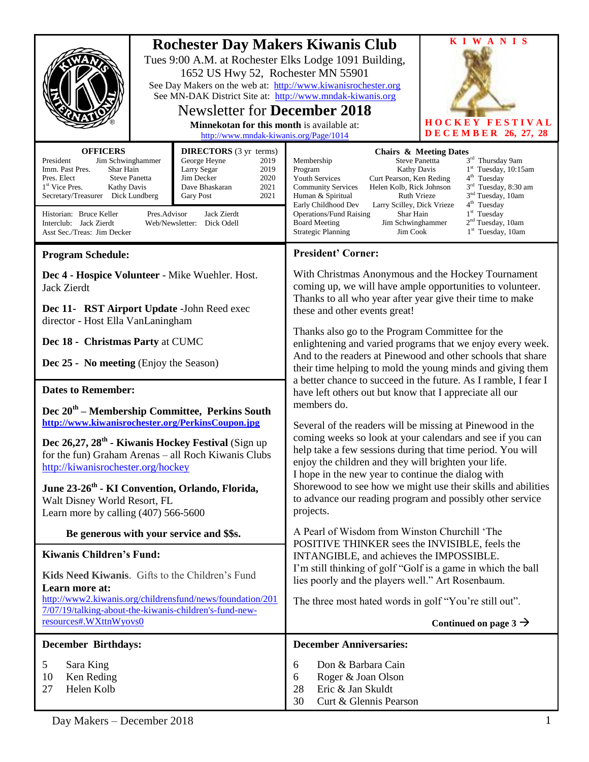# Rochester Day Makers Kiwanis Club

Tues 9:00 A.M. at Rochester Elks Lodge 1091 Building, 1652 US Hwy 52, Rochester MN 55901

See Day Makers on the web at: http://www.kiwanisrochester.org

See MN-DAK District Site at: http://www.mndak-kiwanis.org

## Newsletter for **December 2018**

**Minnekotan for this month** is available at: http://www.mndak-kiwanis.org/Page/1014

**KIWANIS HOCKEY FESTIVAL DECEMBER 26, 27, 28**

| **OFFICERS** | | **DIRECTORS** (3 yr terms) | |
|---|---|---|---|
| President | Jim Schwinghammer | George Heyne | 2019 |
| Imm. Past Pres. | Shar Hain | Larry Segar | 2019 |
| Pres. Elect | Steve Panetta | Jim Decker | 2020 |
| 1st Vice Pres. | Kathy Davis | Dave Bhaskaran | 2021 |
| Secretary/Treasurer | Dick Lundberg | Gary Post | 2021 |

Historian: Bruce Keller | Pres.Advisor: Jack Zierdt
Interclub: Jack Zierdt | Web/Newsletter: Dick Odell
Asst Sec./Treas: Jim Decker

| **Chairs & Meeting Dates** | | |
|---|---|---|
| Membership | Steve Panettta | 3rd Thursday 9am |
| Program | Kathy Davis | 1st Tuesday, 10:15am |
| Youth Services | Curt Pearson, Ken Reding | 4th Tuesday |
| Community Services | Helen Kolb, Rick Johnson | 3rd Tuesday, 8:30 am |
| Human & Spiritual | Ruth Vrieze | 3nd Tuesday, 10am |
| Early Childhood Dev | Larry Scilley, Dick Vrieze | 4th Tuesday |
| Operations/Fund Raising | Shar Hain | 1st Tuesday |
| Board Meeting | Jim Schwinghammer | 2nd Tuesday, 10am |
| Strategic Planning | Jim Cook | 1st Tuesday, 10am |

## Program Schedule:

**Dec 4 - Hospice Volunteer** - Mike Wuehler. Host. Jack Zierdt

**Dec 11- RST Airport Update** -John Reed exec director - Host Ella VanLaningham

**Dec 18 - Christmas Party** at CUMC

**Dec 25 - No meeting** (Enjoy the Season)

## Dates to Remember:

**Dec 20th – Membership Committee, Perkins South**
**http://www.kiwanisrochester.org/PerkinsCoupon.jpg**

**Dec 26,27, 28th - Kiwanis Hockey Festival** (Sign up for the fun) Graham Arenas – all Roch Kiwanis Clubs
http://kiwanisrochester.org/hockey

**June 23-26th - KI Convention, Orlando, Florida,** Walt Disney World Resort, FL
Learn more by calling (407) 566-5600

**Be generous with your service and $$s.**

## Kiwanis Children's Fund:

**Kids Need Kiwanis**. Gifts to the Children's Fund

**Learn more at:**
http://www2.kiwanis.org/childrensfund/news/foundation/2017/07/19/talking-about-the-kiwanis-children's-fund-new-resources#.WXttnWyovs0

## President' Corner:

With Christmas Anonymous and the Hockey Tournament coming up, we will have ample opportunities to volunteer. Thanks to all who year after year give their time to make these and other events great!

Thanks also go to the Program Committee for the enlightening and varied programs that we enjoy every week. And to the readers at Pinewood and other schools that share their time helping to mold the young minds and giving them a better chance to succeed in the future. As I ramble, I fear I have left others out but know that I appreciate all our members do.

Several of the readers will be missing at Pinewood in the coming weeks so look at your calendars and see if you can help take a few sessions during that time period. You will enjoy the children and they will brighten your life.
I hope in the new year to continue the dialog with Shorewood to see how we might use their skills and abilities to advance our reading program and possibly other service projects.

A Pearl of Wisdom from Winston Churchill 'The POSITIVE THINKER sees the INVISIBLE, feels the INTANGIBLE, and achieves the IMPOSSIBLE.
I'm still thinking of golf "Golf is a game in which the ball lies poorly and the players well." Art Rosenbaum.

The three most hated words in golf "You're still out".

**Continued on page 3 →**

## December Birthdays:

| | |
|---|---|
| 5 | Sara King |
| 10 | Ken Reding |
| 27 | Helen Kolb |

## December Anniversaries:

| | |
|---|---|
| 6 | Don & Barbara Cain |
| 6 | Roger & Joan Olson |
| 28 | Eric & Jan Skuldt |
| 30 | Curt & Glennis Pearson |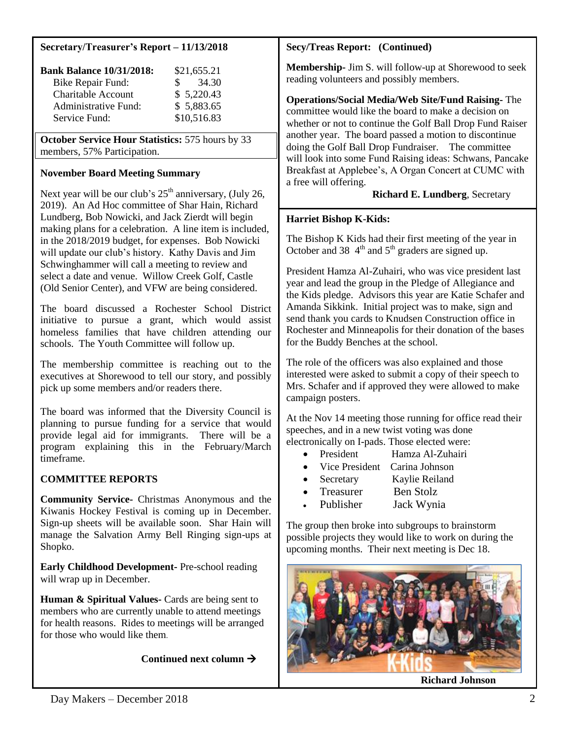**Secretary/Treasurer's Report – 11/13/2018**

| **Bank Balance 10/31/2018:** | $21,655.21 |
| --- | --- |
| Bike Repair Fund: | $ 34.30 |
| Charitable Account | $ 5,220.43 |
| Administrative Fund: | $ 5,883.65 |
| Service Fund: | $10,516.83 |

**October Service Hour Statistics:** 575 hours by 33 members, 57% Participation.

**November Board Meeting Summary**

Next year will be our club's 25th anniversary, (July 26, 2019). An Ad Hoc committee of Shar Hain, Richard Lundberg, Bob Nowicki, and Jack Zierdt will begin making plans for a celebration. A line item is included, in the 2018/2019 budget, for expenses. Bob Nowicki will update our club's history. Kathy Davis and Jim Schwinghammer will call a meeting to review and select a date and venue. Willow Creek Golf, Castle (Old Senior Center), and VFW are being considered.

The board discussed a Rochester School District initiative to pursue a grant, which would assist homeless families that have children attending our schools. The Youth Committee will follow up.

The membership committee is reaching out to the executives at Shorewood to tell our story, and possibly pick up some members and/or readers there.

The board was informed that the Diversity Council is planning to pursue funding for a service that would provide legal aid for immigrants. There will be a program explaining this in the February/March timeframe.

**COMMITTEE REPORTS**

**Community Service-** Christmas Anonymous and the Kiwanis Hockey Festival is coming up in December. Sign-up sheets will be available soon. Shar Hain will manage the Salvation Army Bell Ringing sign-ups at Shopko.

**Early Childhood Development-** Pre-school reading will wrap up in December.

**Human & Spiritual Values-** Cards are being sent to members who are currently unable to attend meetings for health reasons. Rides to meetings will be arranged for those who would like them.

**Continued next column →**

**Secy/Treas Report: (Continued)**

**Membership-** Jim S. will follow-up at Shorewood to seek reading volunteers and possibly members.

**Operations/Social Media/Web Site/Fund Raising-** The committee would like the board to make a decision on whether or not to continue the Golf Ball Drop Fund Raiser another year. The board passed a motion to discontinue doing the Golf Ball Drop Fundraiser. The committee will look into some Fund Raising ideas: Schwans, Pancake Breakfast at Applebee's, A Organ Concert at CUMC with a free will offering.

**Richard E. Lundberg**, Secretary

**Harriet Bishop K-Kids:**

The Bishop K Kids had their first meeting of the year in October and 38 4th and 5th graders are signed up.

President Hamza Al-Zuhairi, who was vice president last year and lead the group in the Pledge of Allegiance and the Kids pledge. Advisors this year are Katie Schafer and Amanda Sikkink. Initial project was to make, sign and send thank you cards to Knudsen Construction office in Rochester and Minneapolis for their donation of the bases for the Buddy Benches at the school.

The role of the officers was also explained and those interested were asked to submit a copy of their speech to Mrs. Schafer and if approved they were allowed to make campaign posters.

At the Nov 14 meeting those running for office read their speeches, and in a new twist voting was done electronically on I-pads. Those elected were:

- President Hamza Al-Zuhairi
- Vice President Carina Johnson
- Secretary Kaylie Reiland
- Treasurer Ben Stolz
- Publisher Jack Wynia

The group then broke into subgroups to brainstorm possible projects they would like to work on during the upcoming months. Their next meeting is Dec 18.

**Richard Johnson**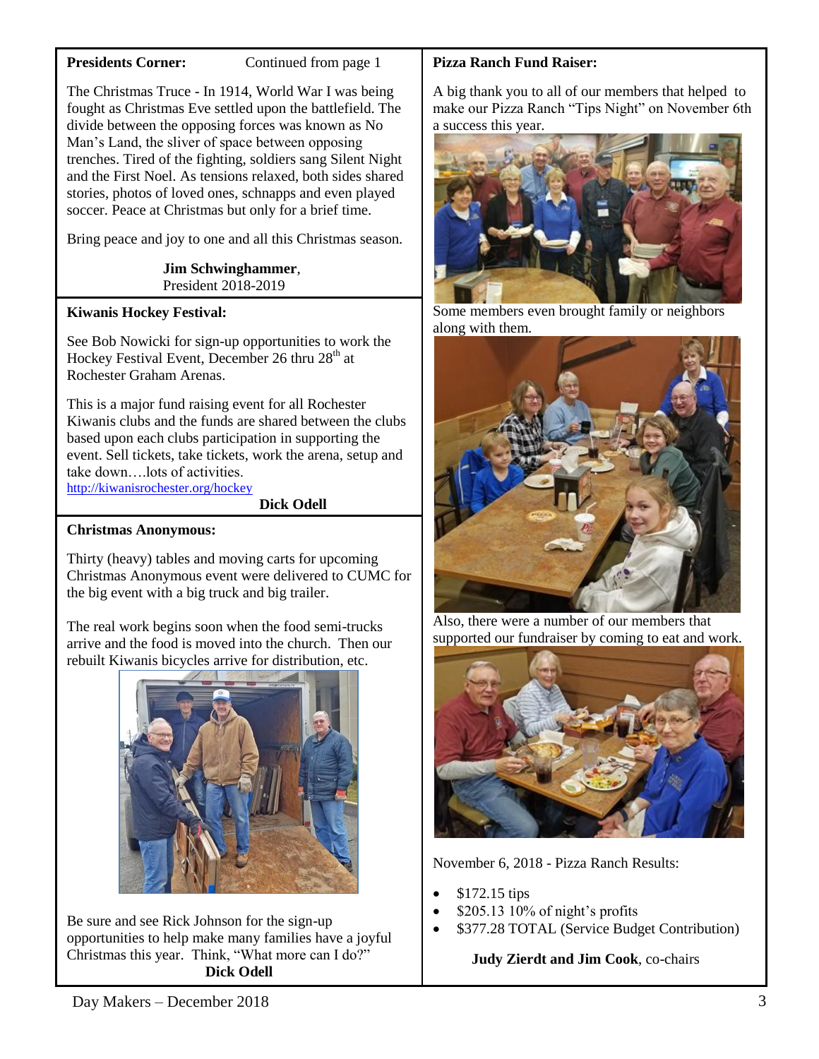**Presidents Corner:** Continued from page 1

The Christmas Truce - In 1914, World War I was being fought as Christmas Eve settled upon the battlefield. The divide between the opposing forces was known as No Man's Land, the sliver of space between opposing trenches. Tired of the fighting, soldiers sang Silent Night and the First Noel. As tensions relaxed, both sides shared stories, photos of loved ones, schnapps and even played soccer. Peace at Christmas but only for a brief time.

Bring peace and joy to one and all this Christmas season.

**Jim Schwinghammer**,
President 2018-2019

**Kiwanis Hockey Festival:**

See Bob Nowicki for sign-up opportunities to work the Hockey Festival Event, December 26 thru 28th at Rochester Graham Arenas.

This is a major fund raising event for all Rochester Kiwanis clubs and the funds are shared between the clubs based upon each clubs participation in supporting the event. Sell tickets, take tickets, work the arena, setup and take down….lots of activities.
http://kiwanisrochester.org/hockey

**Dick Odell**

**Christmas Anonymous:**

Thirty (heavy) tables and moving carts for upcoming Christmas Anonymous event were delivered to CUMC for the big event with a big truck and big trailer.

The real work begins soon when the food semi-trucks arrive and the food is moved into the church. Then our rebuilt Kiwanis bicycles arrive for distribution, etc.

Be sure and see Rick Johnson for the sign-up opportunities to help make many families have a joyful Christmas this year. Think, "What more can I do?"

**Dick Odell**

**Pizza Ranch Fund Raiser:**

A big thank you to all of our members that helped to make our Pizza Ranch "Tips Night" on November 6th a success this year.

Some members even brought family or neighbors along with them.

Also, there were a number of our members that supported our fundraiser by coming to eat and work.

November 6, 2018 - Pizza Ranch Results:

- $172.15 tips
- $205.13 10% of night's profits
- $377.28 TOTAL (Service Budget Contribution)

**Judy Zierdt and Jim Cook**, co-chairs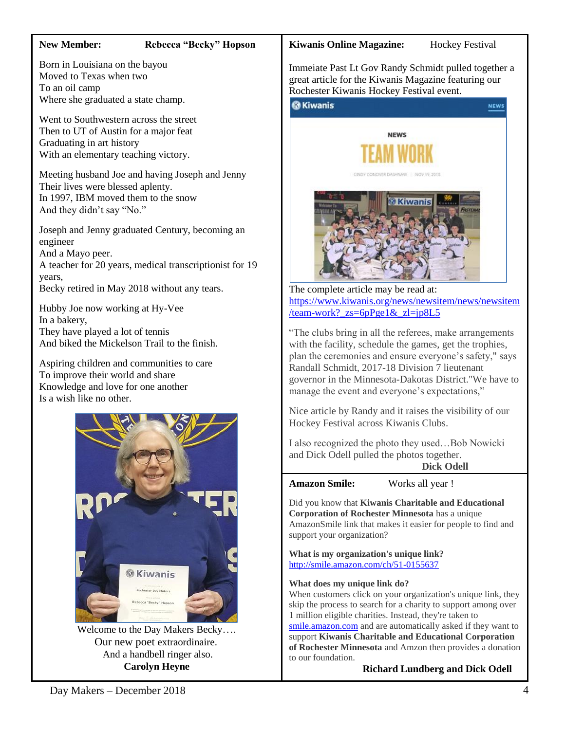**New Member:** **Rebecca “Becky” Hopson**

Born in Louisiana on the bayou
Moved to Texas when two
To an oil camp
Where she graduated a state champ.

Went to Southwestern across the street
Then to UT of Austin for a major feat
Graduating in art history
With an elementary teaching victory.

Meeting husband Joe and having Joseph and Jenny
Their lives were blessed aplenty.
In 1997, IBM moved them to the snow
And they didn’t say “No.”

Joseph and Jenny graduated Century, becoming an engineer
And a Mayo peer.
A teacher for 20 years, medical transcriptionist for 19 years,
Becky retired in May 2018 without any tears.

Hubby Joe now working at Hy-Vee
In a bakery,
They have played a lot of tennis
And biked the Mickelson Trail to the finish.

Aspiring children and communities to care
To improve their world and share
Knowledge and love for one another
Is a wish like no other.

Welcome to the Day Makers Becky….
Our new poet extraordinaire.
And a handbell ringer also.
**Carolyn Heyne**

**Kiwanis Online Magazine:** Hockey Festival

Immeiate Past Lt Gov Randy Schmidt pulled together a great article for the Kiwanis Magazine featuring our Rochester Kiwanis Hockey Festival event.

The complete article may be read at:
https://www.kiwanis.org/news/newsitem/news/newsitem/team-work?_zs=6pPge1&_zl=jp8L5

“The clubs bring in all the referees, make arrangements with the facility, schedule the games, get the trophies, plan the ceremonies and ensure everyone’s safety," says Randall Schmidt, 2017-18 Division 7 lieutenant governor in the Minnesota-Dakotas District."We have to manage the event and everyone’s expectations,”

Nice article by Randy and it raises the visibility of our Hockey Festival across Kiwanis Clubs.

I also recognized the photo they used…Bob Nowicki and Dick Odell pulled the photos together.

**Dick Odell**

**Amazon Smile:** Works all year !

Did you know that **Kiwanis Charitable and Educational Corporation of Rochester Minnesota** has a unique AmazonSmile link that makes it easier for people to find and support your organization?

**What is my organization's unique link?**
http://smile.amazon.com/ch/51-0155637

**What does my unique link do?**
When customers click on your organization's unique link, they skip the process to search for a charity to support among over 1 million eligible charities. Instead, they're taken to smile.amazon.com and are automatically asked if they want to support **Kiwanis Charitable and Educational Corporation of Rochester Minnesota** and Amzon then provides a donation to our foundation.

**Richard Lundberg and Dick Odell**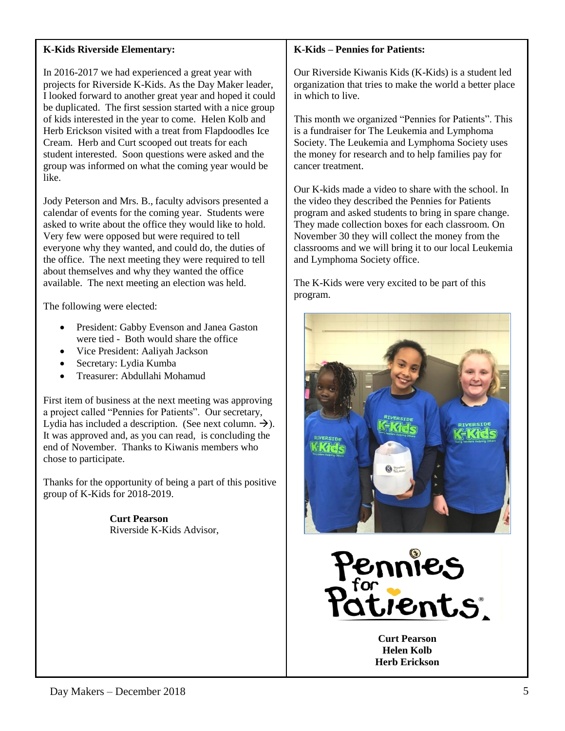**K-Kids Riverside Elementary:**

In 2016-2017 we had experienced a great year with projects for Riverside K-Kids. As the Day Maker leader, I looked forward to another great year and hoped it could be duplicated. The first session started with a nice group of kids interested in the year to come. Helen Kolb and Herb Erickson visited with a treat from Flapdoodles Ice Cream. Herb and Curt scooped out treats for each student interested. Soon questions were asked and the group was informed on what the coming year would be like.

Jody Peterson and Mrs. B., faculty advisors presented a calendar of events for the coming year. Students were asked to write about the office they would like to hold. Very few were opposed but were required to tell everyone why they wanted, and could do, the duties of the office. The next meeting they were required to tell about themselves and why they wanted the office available. The next meeting an election was held.

The following were elected:

- President: Gabby Evenson and Janea Gaston were tied - Both would share the office
- Vice President: Aaliyah Jackson
- Secretary: Lydia Kumba
- Treasurer: Abdullahi Mohamud

First item of business at the next meeting was approving a project called "Pennies for Patients". Our secretary, Lydia has included a description. (See next column. →). It was approved and, as you can read, is concluding the end of November. Thanks to Kiwanis members who chose to participate.

Thanks for the opportunity of being a part of this positive group of K-Kids for 2018-2019.

**Curt Pearson**
Riverside K-Kids Advisor,

**K-Kids – Pennies for Patients:**

Our Riverside Kiwanis Kids (K-Kids) is a student led organization that tries to make the world a better place in which to live.

This month we organized "Pennies for Patients". This is a fundraiser for The Leukemia and Lymphoma Society. The Leukemia and Lymphoma Society uses the money for research and to help families pay for cancer treatment.

Our K-kids made a video to share with the school. In the video they described the Pennies for Patients program and asked students to bring in spare change. They made collection boxes for each classroom. On November 30 they will collect the money from the classrooms and we will bring it to our local Leukemia and Lymphoma Society office.

The K-Kids were very excited to be part of this program.

Pennies for Patients®

**Curt Pearson**
**Helen Kolb**
**Herb Erickson**